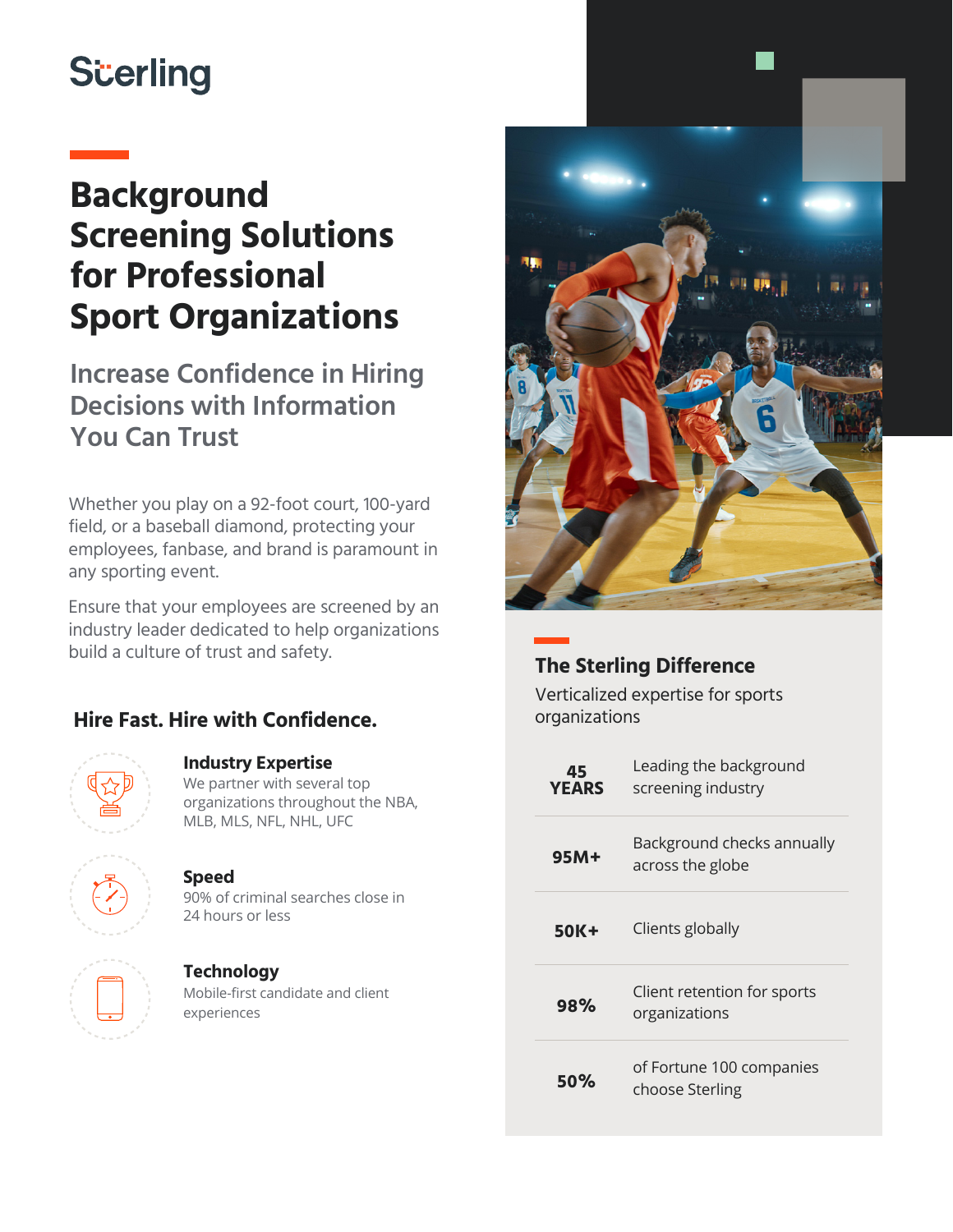Sterling

# Background Screening Solutions for Professional Sport Organizations

## Increase Confidence in Hiring Decisions with Information You Can Trust

Whether you play on a 92-foot court, 100-yard field, or a baseball diamond, protecting your employees, fanbase, and brand is paramount in any sporting event.

Ensure that your employees are screened by an industry leader dedicated to help organizations build a culture of trust and safety.

### Hire Fast. Hire with Confidence.

**Industry Expertise**
We partner with several top organizations throughout the NBA, MLB, MLS, NFL, NHL, UFC

**Speed**
90% of criminal searches close in 24 hours or less

**Technology**
Mobile-first candidate and client experiences

### The Sterling Difference

Verticalized expertise for sports organizations

| | |
|---|---|
| **45 YEARS** | Leading the background screening industry |
| **95M+** | Background checks annually across the globe |
| **50K+** | Clients globally |
| **98%** | Client retention for sports organizations |
| **50%** | of Fortune 100 companies choose Sterling |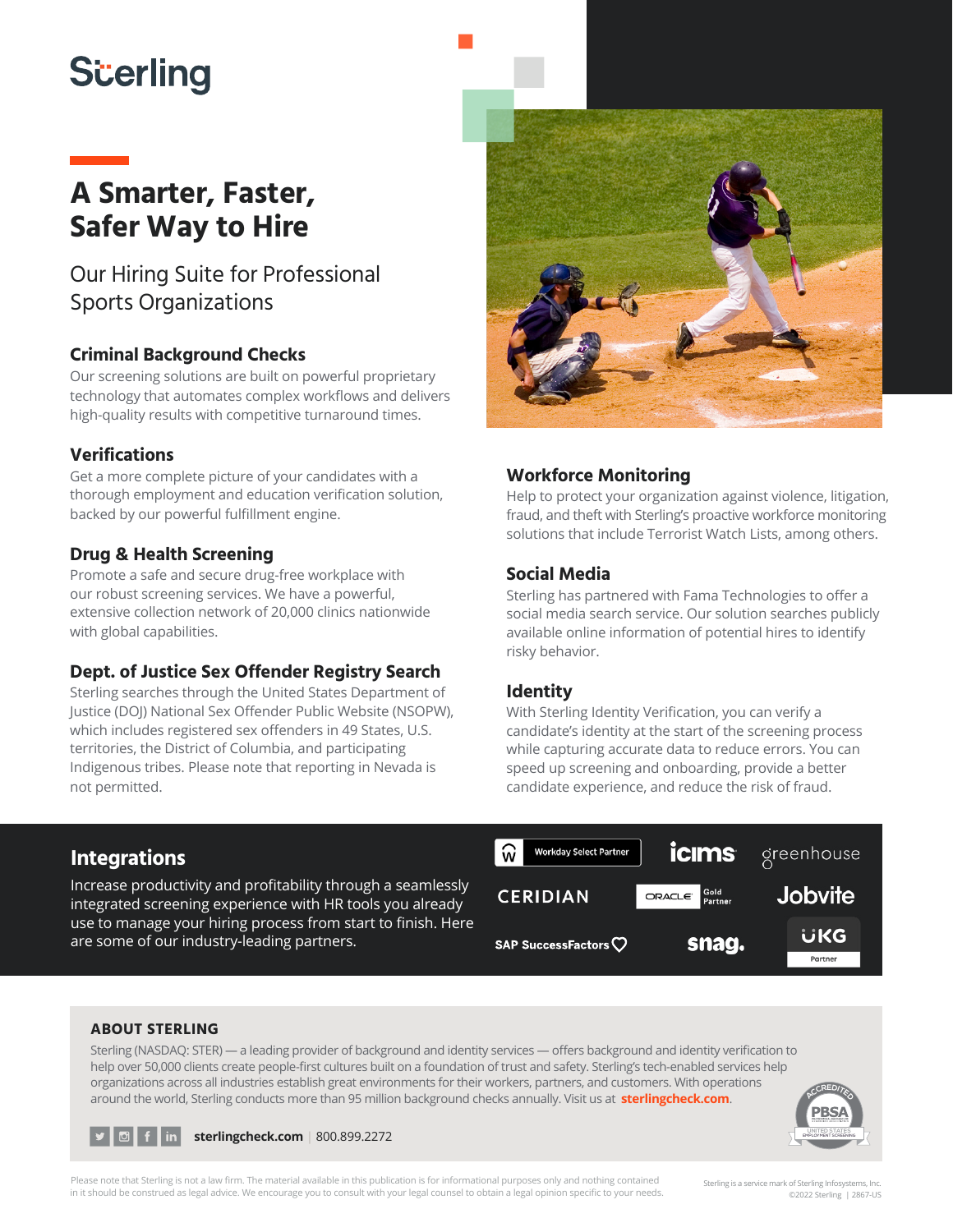# A Smarter, Faster, Safer Way to Hire

Our Hiring Suite for Professional Sports Organizations

### Criminal Background Checks

Our screening solutions are built on powerful proprietary technology that automates complex workflows and delivers high-quality results with competitive turnaround times.

### Verifications

Get a more complete picture of your candidates with a thorough employment and education verification solution, backed by our powerful fulfillment engine.

### Drug & Health Screening

Promote a safe and secure drug-free workplace with our robust screening services. We have a powerful, extensive collection network of 20,000 clinics nationwide with global capabilities.

### Dept. of Justice Sex Offender Registry Search

Sterling searches through the United States Department of Justice (DOJ) National Sex Offender Public Website (NSOPW), which includes registered sex offenders in 49 States, U.S. territories, the District of Columbia, and participating Indigenous tribes. Please note that reporting in Nevada is not permitted.

### Workforce Monitoring

Help to protect your organization against violence, litigation, fraud, and theft with Sterling's proactive workforce monitoring solutions that include Terrorist Watch Lists, among others.

### Social Media

Sterling has partnered with Fama Technologies to offer a social media search service. Our solution searches publicly available online information of potential hires to identify risky behavior.

### Identity

With Sterling Identity Verification, you can verify a candidate's identity at the start of the screening process while capturing accurate data to reduce errors. You can speed up screening and onboarding, provide a better candidate experience, and reduce the risk of fraud.

## Integrations

Increase productivity and profitability through a seamlessly integrated screening experience with HR tools you already use to manage your hiring process from start to finish. Here are some of our industry-leading partners.

Workday Select Partner | icims | greenhouse | CERIDIAN | ORACLE Gold Partner | Jobvite | SAP SuccessFactors | snag. | UKG Partner

### ABOUT STERLING

Sterling (NASDAQ: STER) — a leading provider of background and identity services — offers background and identity verification to help over 50,000 clients create people-first cultures built on a foundation of trust and safety. Sterling's tech-enabled services help organizations across all industries establish great environments for their workers, partners, and customers. With operations around the world, Sterling conducts more than 95 million background checks annually. Visit us at **sterlingcheck.com**.

**sterlingcheck.com** | 800.899.2272

Please note that Sterling is not a law firm. The material available in this publication is for informational purposes only and nothing contained in it should be construed as legal advice. We encourage you to consult with your legal counsel to obtain a legal opinion specific to your needs.

Sterling is a service mark of Sterling Infosystems, Inc.
©2022 Sterling | 2867-US